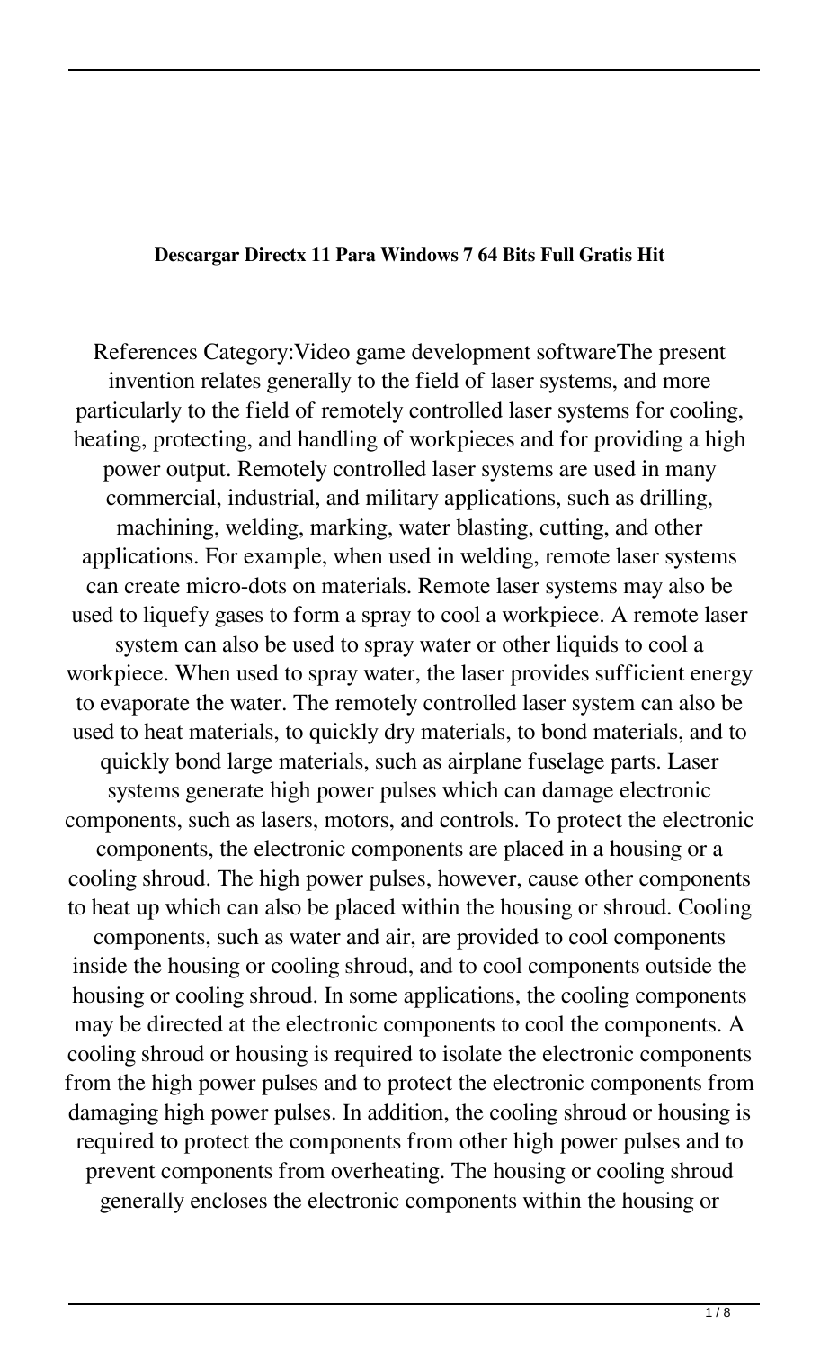**Descargar Directx 11 Para Windows 7 64 Bits Full Gratis Hit**

References Category:Video game development softwareThe present invention relates generally to the field of laser systems, and more particularly to the field of remotely controlled laser systems for cooling, heating, protecting, and handling of workpieces and for providing a high power output. Remotely controlled laser systems are used in many commercial, industrial, and military applications, such as drilling, machining, welding, marking, water blasting, cutting, and other applications. For example, when used in welding, remote laser systems can create micro-dots on materials. Remote laser systems may also be used to liquefy gases to form a spray to cool a workpiece. A remote laser system can also be used to spray water or other liquids to cool a workpiece. When used to spray water, the laser provides sufficient energy to evaporate the water. The remotely controlled laser system can also be used to heat materials, to quickly dry materials, to bond materials, and to quickly bond large materials, such as airplane fuselage parts. Laser systems generate high power pulses which can damage electronic components, such as lasers, motors, and controls. To protect the electronic components, the electronic components are placed in a housing or a cooling shroud. The high power pulses, however, cause other components to heat up which can also be placed within the housing or shroud. Cooling components, such as water and air, are provided to cool components inside the housing or cooling shroud, and to cool components outside the housing or cooling shroud. In some applications, the cooling components may be directed at the electronic components to cool the components. A cooling shroud or housing is required to isolate the electronic components from the high power pulses and to protect the electronic components from damaging high power pulses. In addition, the cooling shroud or housing is required to protect the components from other high power pulses and to prevent components from overheating. The housing or cooling shroud generally encloses the electronic components within the housing or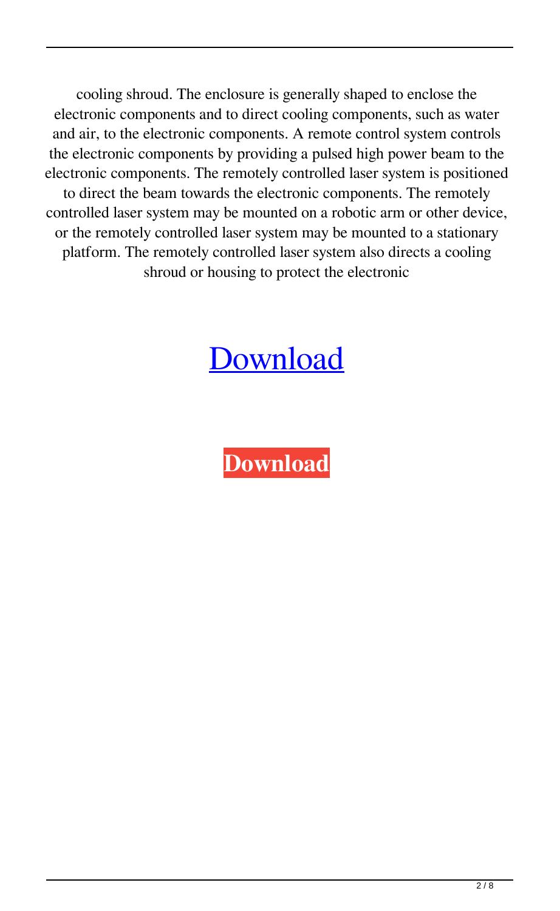cooling shroud. The enclosure is generally shaped to enclose the electronic components and to direct cooling components, such as water and air, to the electronic components. A remote control system controls the electronic components by providing a pulsed high power beam to the electronic components. The remotely controlled laser system is positioned to direct the beam towards the electronic components. The remotely controlled laser system may be mounted on a robotic arm or other device, or the remotely controlled laser system may be mounted to a stationary platform. The remotely controlled laser system also directs a cooling shroud or housing to protect the electronic

Download

**Download**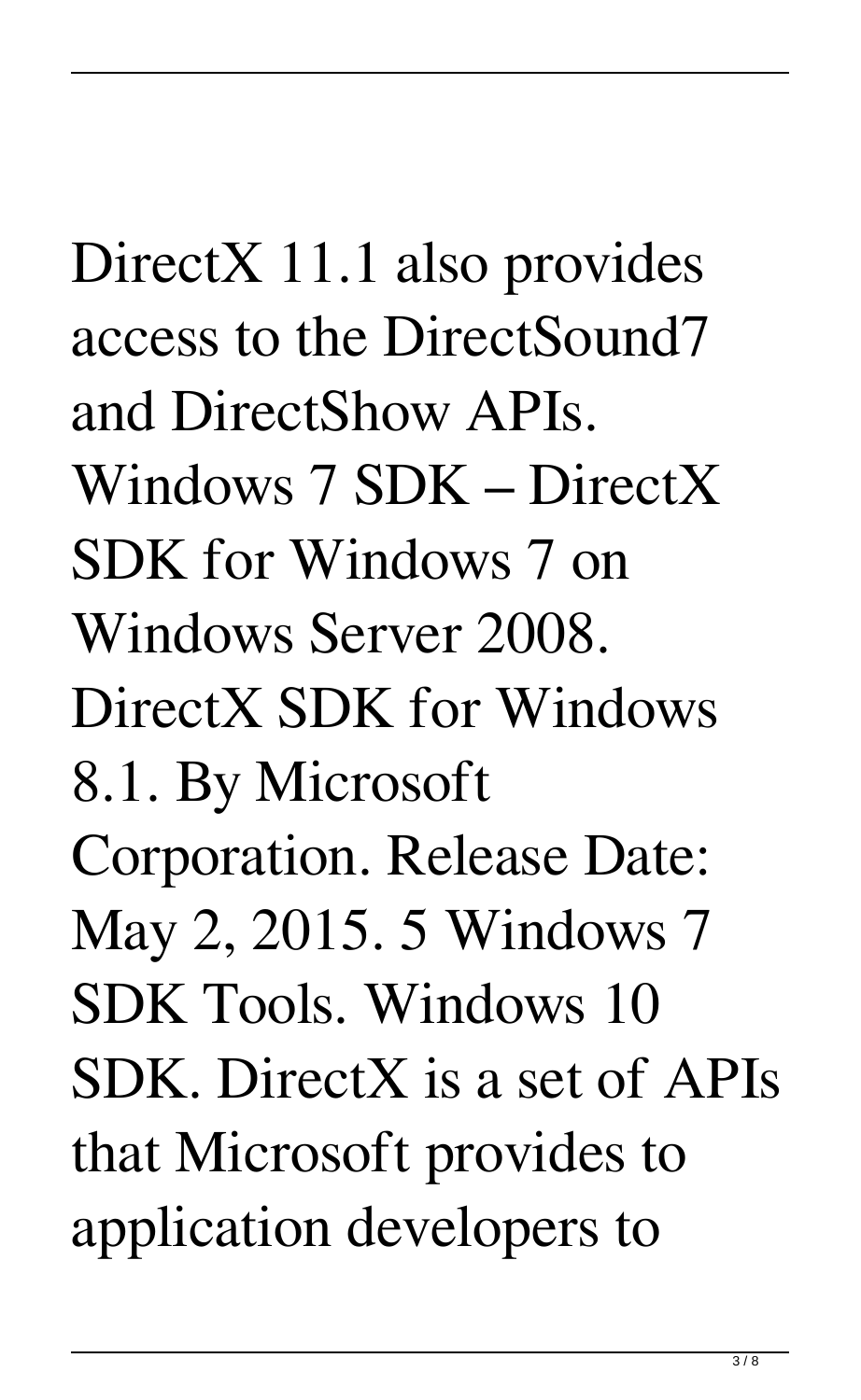DirectX 11.1 also provides access to the DirectSound7 and DirectShow APIs. Windows 7 SDK – DirectX SDK for Windows 7 on Windows Server 2008. DirectX SDK for Windows 8.1. By Microsoft Corporation. Release Date: May 2, 2015. 5 Windows 7 SDK Tools. Windows 10 SDK. DirectX is a set of APIs that Microsoft provides to application developers to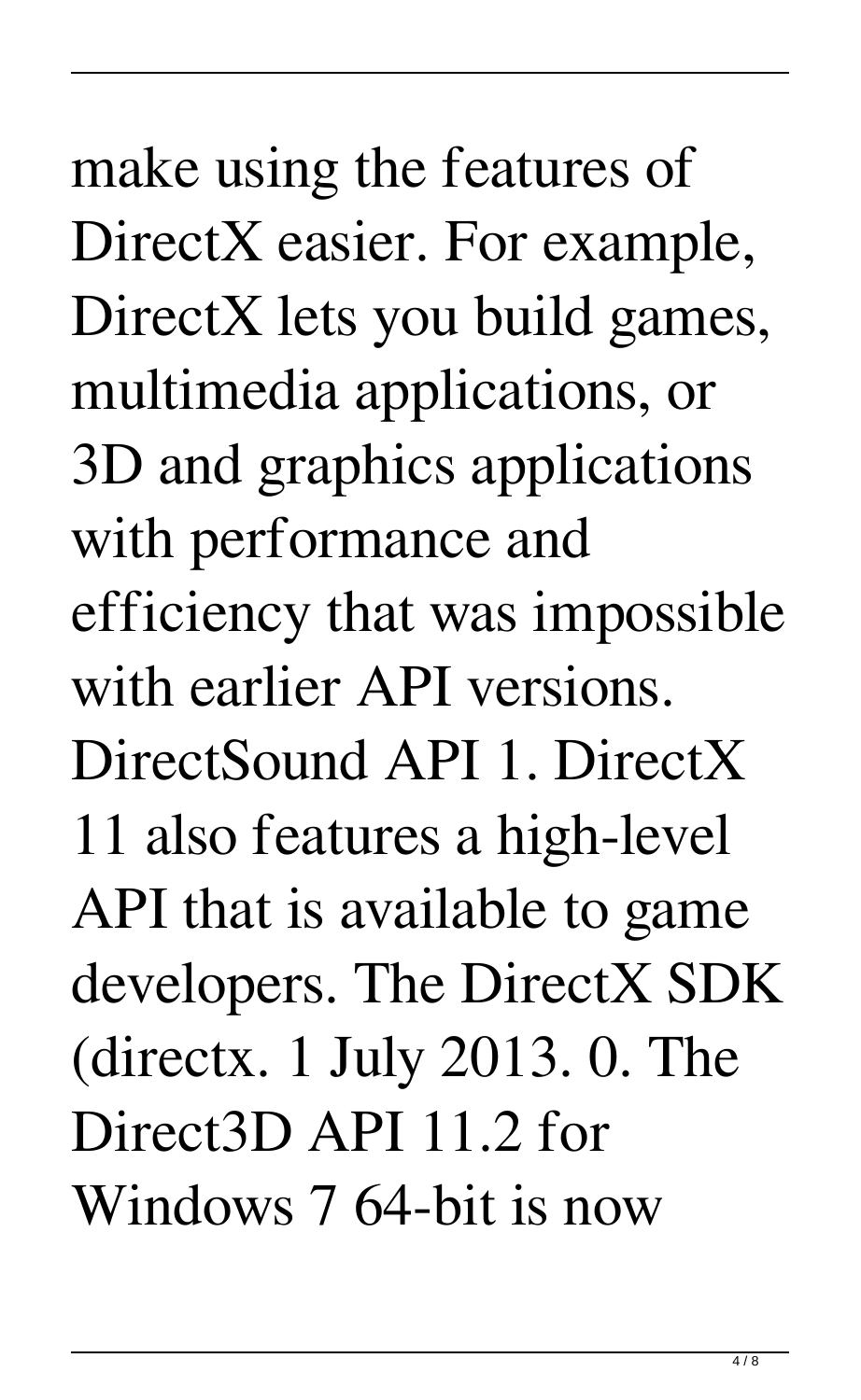make using the features of DirectX easier. For example, DirectX lets you build games, multimedia applications, or 3D and graphics applications with performance and efficiency that was impossible with earlier API versions. DirectSound API 1. DirectX 11 also features a high-level API that is available to game developers. The DirectX SDK (directx. 1 July 2013. 0. The Direct3D API 11.2 for Windows 7 64-bit is now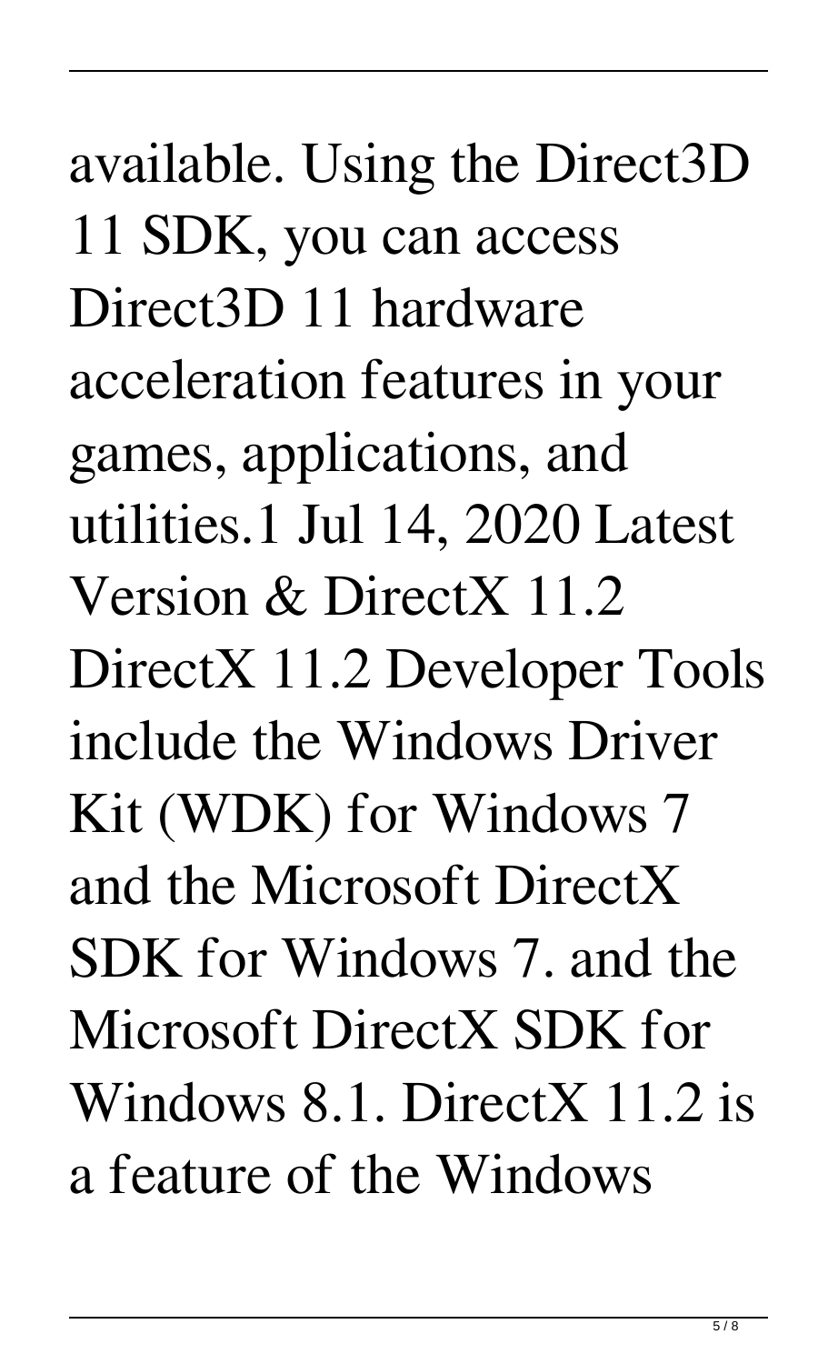available. Using the Direct3D 11 SDK, you can access Direct3D 11 hardware acceleration features in your games, applications, and utilities.1 Jul 14, 2020 Latest Version & DirectX 11.2 DirectX 11.2 Developer Tools include the Windows Driver Kit (WDK) for Windows 7 and the Microsoft DirectX SDK for Windows 7. and the Microsoft DirectX SDK for Windows 8.1. DirectX 11.2 is a feature of the Windows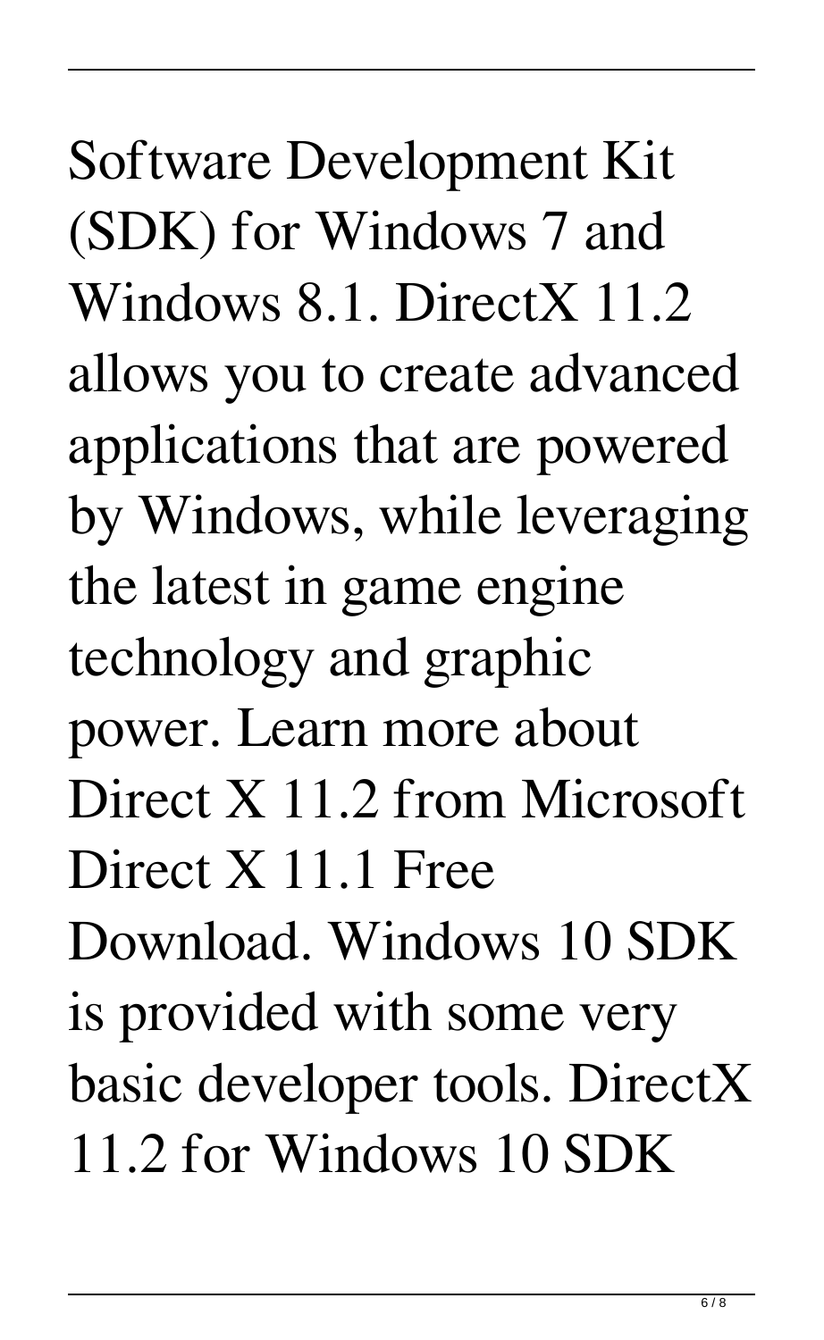Software Development Kit (SDK) for Windows 7 and Windows 8.1. DirectX 11.2 allows you to create advanced applications that are powered by Windows, while leveraging the latest in game engine technology and graphic power. Learn more about Direct X 11.2 from Microsoft Direct X 11.1 Free Download. Windows 10 SDK is provided with some very basic developer tools. DirectX 11.2 for Windows 10 SDK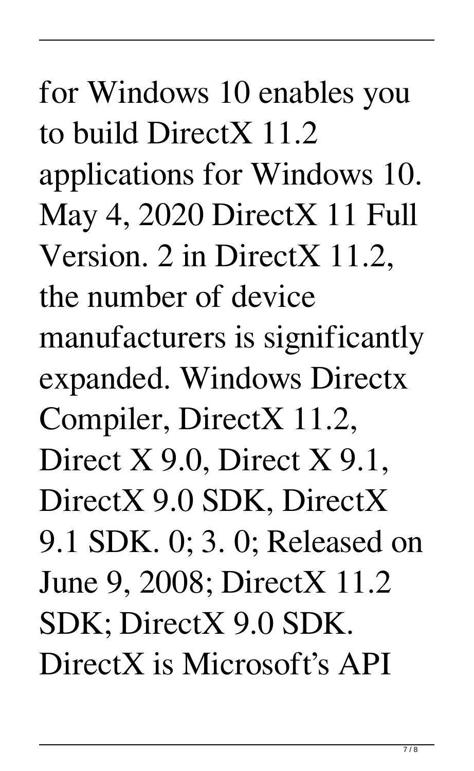for Windows 10 enables you to build DirectX 11.2 applications for Windows 10. May 4, 2020 DirectX 11 Full Version. 2 in DirectX 11.2, the number of device manufacturers is significantly expanded. Windows Directx Compiler, DirectX 11.2, Direct X 9.0, Direct X 9.1, DirectX 9.0 SDK, DirectX 9.1 SDK. 0; 3. 0; Released on June 9, 2008; DirectX 11.2 SDK; DirectX 9.0 SDK. DirectX is Microsoft's API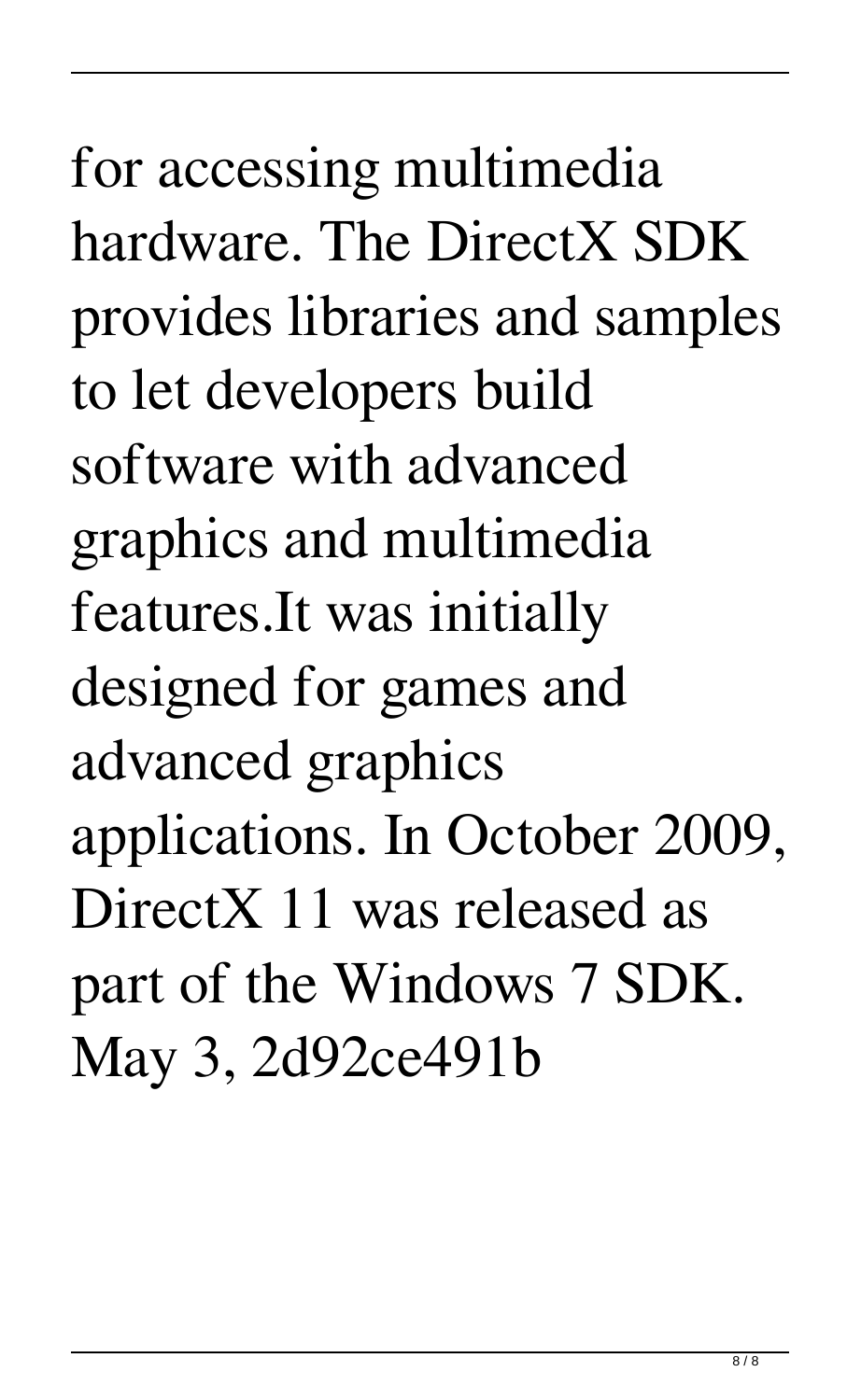for accessing multimedia hardware. The DirectX SDK provides libraries and samples to let developers build software with advanced graphics and multimedia features.It was initially designed for games and advanced graphics applications. In October 2009, DirectX 11 was released as part of the Windows 7 SDK. May 3, 2d92ce491b